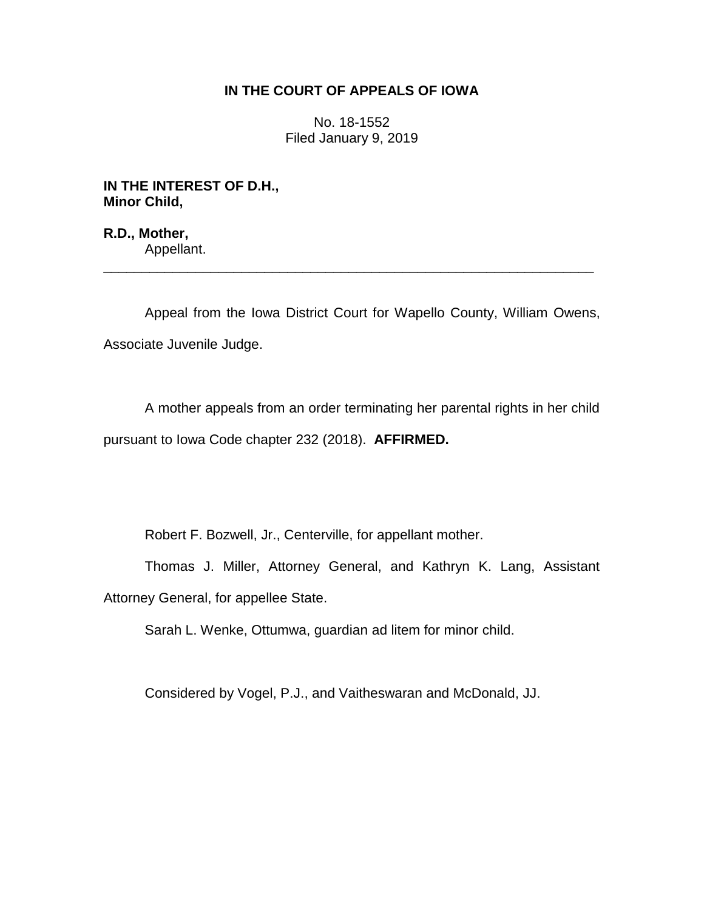**IN THE COURT OF APPEALS OF IOWA**

No. 18-1552
Filed January 9, 2019

**IN THE INTEREST OF D.H., Minor Child,**

**R.D., Mother,**
Appellant.

---

Appeal from the Iowa District Court for Wapello County, William Owens, Associate Juvenile Judge.

A mother appeals from an order terminating her parental rights in her child pursuant to Iowa Code chapter 232 (2018). **AFFIRMED.**

Robert F. Bozwell, Jr., Centerville, for appellant mother.

Thomas J. Miller, Attorney General, and Kathryn K. Lang, Assistant Attorney General, for appellee State.

Sarah L. Wenke, Ottumwa, guardian ad litem for minor child.

Considered by Vogel, P.J., and Vaitheswaran and McDonald, JJ.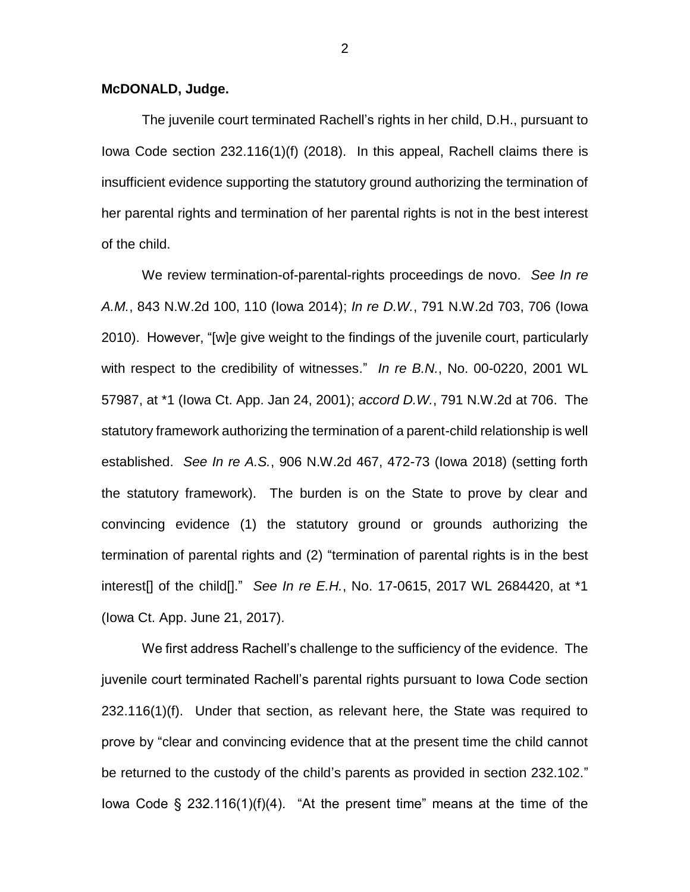**McDONALD, Judge.**

The juvenile court terminated Rachell's rights in her child, D.H., pursuant to Iowa Code section 232.116(1)(f) (2018). In this appeal, Rachell claims there is insufficient evidence supporting the statutory ground authorizing the termination of her parental rights and termination of her parental rights is not in the best interest of the child.

We review termination-of-parental-rights proceedings de novo. *See In re A.M.*, 843 N.W.2d 100, 110 (Iowa 2014); *In re D.W.*, 791 N.W.2d 703, 706 (Iowa 2010). However, "[w]e give weight to the findings of the juvenile court, particularly with respect to the credibility of witnesses." *In re B.N.*, No. 00-0220, 2001 WL 57987, at \*1 (Iowa Ct. App. Jan 24, 2001); *accord D.W.*, 791 N.W.2d at 706. The statutory framework authorizing the termination of a parent-child relationship is well established. *See In re A.S.*, 906 N.W.2d 467, 472-73 (Iowa 2018) (setting forth the statutory framework). The burden is on the State to prove by clear and convincing evidence (1) the statutory ground or grounds authorizing the termination of parental rights and (2) "termination of parental rights is in the best interest[] of the child[]." *See In re E.H.*, No. 17-0615, 2017 WL 2684420, at \*1 (Iowa Ct. App. June 21, 2017).

We first address Rachell's challenge to the sufficiency of the evidence. The juvenile court terminated Rachell's parental rights pursuant to Iowa Code section 232.116(1)(f). Under that section, as relevant here, the State was required to prove by "clear and convincing evidence that at the present time the child cannot be returned to the custody of the child's parents as provided in section 232.102." Iowa Code § 232.116(1)(f)(4). "At the present time" means at the time of the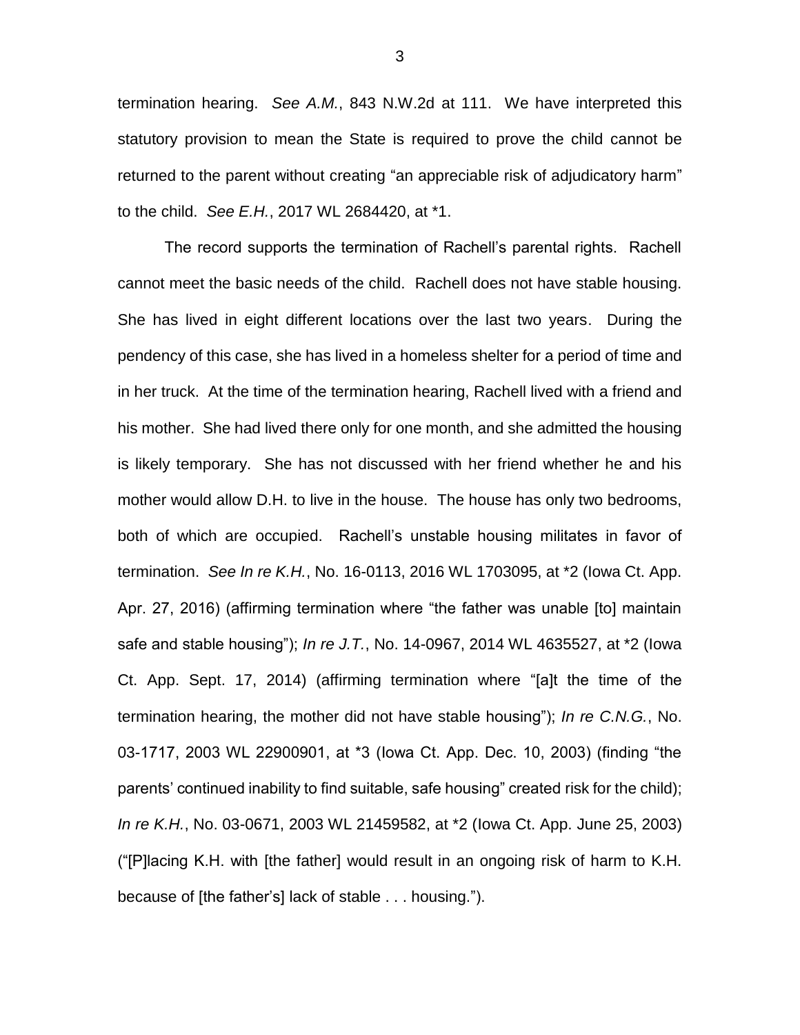termination hearing. *See A.M.*, 843 N.W.2d at 111. We have interpreted this statutory provision to mean the State is required to prove the child cannot be returned to the parent without creating "an appreciable risk of adjudicatory harm" to the child. *See E.H.*, 2017 WL 2684420, at *1.

The record supports the termination of Rachell's parental rights. Rachell cannot meet the basic needs of the child. Rachell does not have stable housing. She has lived in eight different locations over the last two years. During the pendency of this case, she has lived in a homeless shelter for a period of time and in her truck. At the time of the termination hearing, Rachell lived with a friend and his mother. She had lived there only for one month, and she admitted the housing is likely temporary. She has not discussed with her friend whether he and his mother would allow D.H. to live in the house. The house has only two bedrooms, both of which are occupied. Rachell's unstable housing militates in favor of termination. *See In re K.H.*, No. 16-0113, 2016 WL 1703095, at *2 (Iowa Ct. App. Apr. 27, 2016) (affirming termination where "the father was unable [to] maintain safe and stable housing"); *In re J.T.*, No. 14-0967, 2014 WL 4635527, at *2 (Iowa Ct. App. Sept. 17, 2014) (affirming termination where "[a]t the time of the termination hearing, the mother did not have stable housing"); *In re C.N.G.*, No. 03-1717, 2003 WL 22900901, at *3 (Iowa Ct. App. Dec. 10, 2003) (finding "the parents' continued inability to find suitable, safe housing" created risk for the child); *In re K.H.*, No. 03-0671, 2003 WL 21459582, at *2 (Iowa Ct. App. June 25, 2003) ("[P]lacing K.H. with [the father] would result in an ongoing risk of harm to K.H. because of [the father's] lack of stable . . . housing.").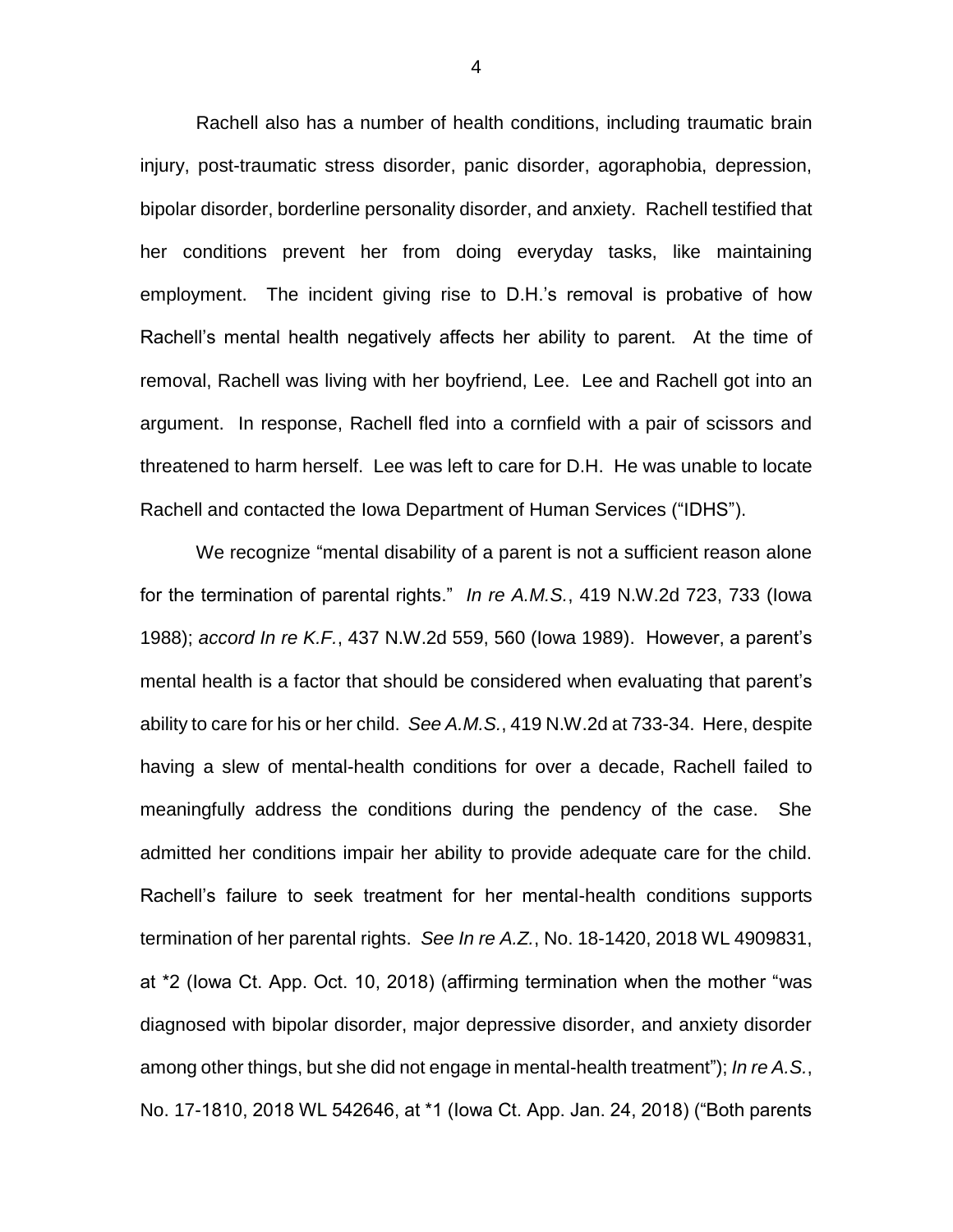Rachell also has a number of health conditions, including traumatic brain injury, post-traumatic stress disorder, panic disorder, agoraphobia, depression, bipolar disorder, borderline personality disorder, and anxiety. Rachell testified that her conditions prevent her from doing everyday tasks, like maintaining employment. The incident giving rise to D.H.'s removal is probative of how Rachell's mental health negatively affects her ability to parent. At the time of removal, Rachell was living with her boyfriend, Lee. Lee and Rachell got into an argument. In response, Rachell fled into a cornfield with a pair of scissors and threatened to harm herself. Lee was left to care for D.H. He was unable to locate Rachell and contacted the Iowa Department of Human Services ("IDHS").

We recognize "mental disability of a parent is not a sufficient reason alone for the termination of parental rights." *In re A.M.S.*, 419 N.W.2d 723, 733 (Iowa 1988); *accord In re K.F.*, 437 N.W.2d 559, 560 (Iowa 1989). However, a parent's mental health is a factor that should be considered when evaluating that parent's ability to care for his or her child. *See A.M.S.*, 419 N.W.2d at 733-34. Here, despite having a slew of mental-health conditions for over a decade, Rachell failed to meaningfully address the conditions during the pendency of the case. She admitted her conditions impair her ability to provide adequate care for the child. Rachell's failure to seek treatment for her mental-health conditions supports termination of her parental rights. *See In re A.Z.*, No. 18-1420, 2018 WL 4909831, at *2 (Iowa Ct. App. Oct. 10, 2018) (affirming termination when the mother "was diagnosed with bipolar disorder, major depressive disorder, and anxiety disorder among other things, but she did not engage in mental-health treatment"); *In re A.S.*, No. 17-1810, 2018 WL 542646, at *1 (Iowa Ct. App. Jan. 24, 2018) ("Both parents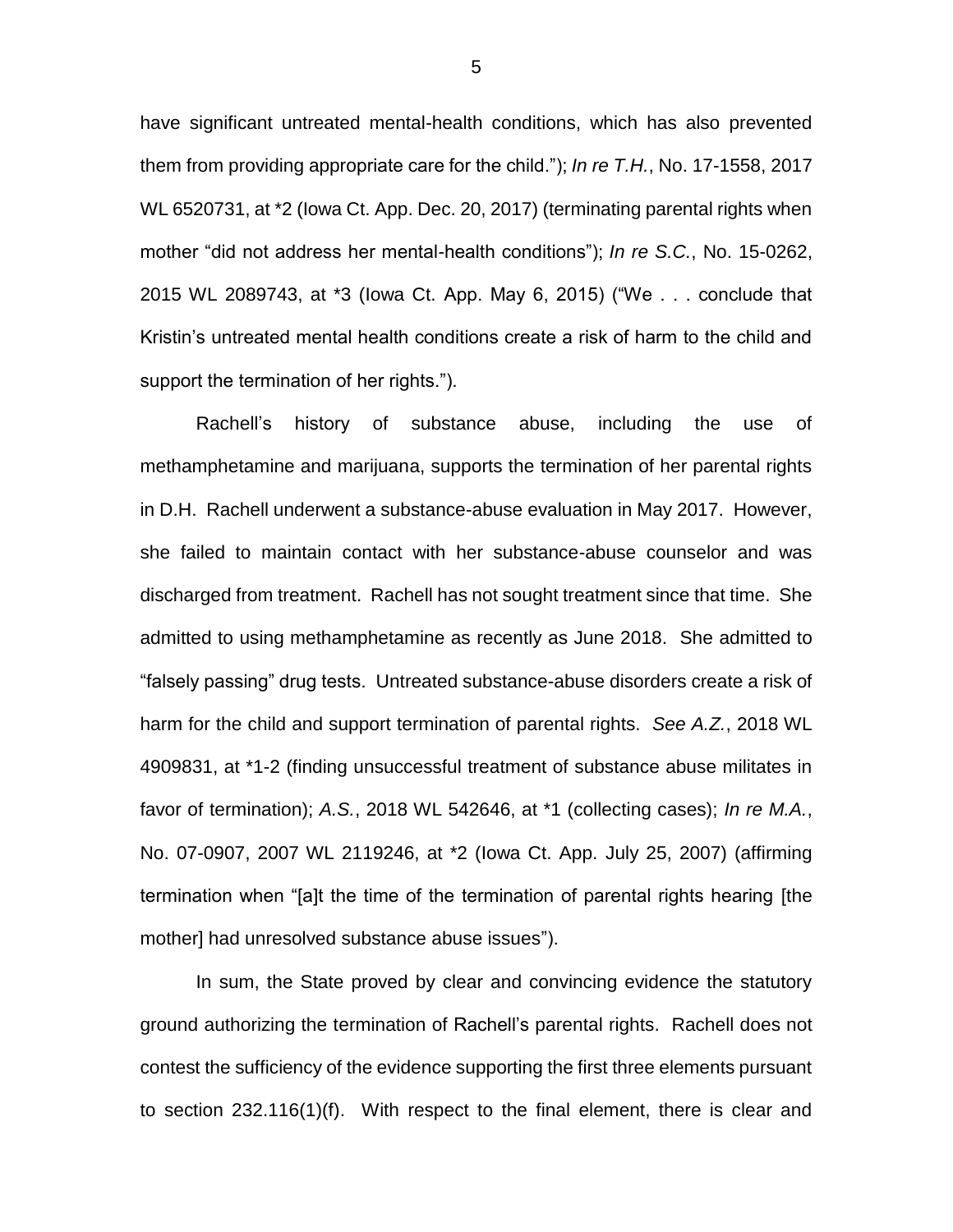have significant untreated mental-health conditions, which has also prevented them from providing appropriate care for the child."); *In re T.H.*, No. 17-1558, 2017 WL 6520731, at *2 (Iowa Ct. App. Dec. 20, 2017) (terminating parental rights when mother "did not address her mental-health conditions"); *In re S.C.*, No. 15-0262, 2015 WL 2089743, at *3 (Iowa Ct. App. May 6, 2015) ("We . . . conclude that Kristin's untreated mental health conditions create a risk of harm to the child and support the termination of her rights.").

Rachell's history of substance abuse, including the use of methamphetamine and marijuana, supports the termination of her parental rights in D.H. Rachell underwent a substance-abuse evaluation in May 2017. However, she failed to maintain contact with her substance-abuse counselor and was discharged from treatment. Rachell has not sought treatment since that time. She admitted to using methamphetamine as recently as June 2018. She admitted to "falsely passing" drug tests. Untreated substance-abuse disorders create a risk of harm for the child and support termination of parental rights. *See A.Z.*, 2018 WL 4909831, at *1-2 (finding unsuccessful treatment of substance abuse militates in favor of termination); *A.S.*, 2018 WL 542646, at *1 (collecting cases); *In re M.A.*, No. 07-0907, 2007 WL 2119246, at *2 (Iowa Ct. App. July 25, 2007) (affirming termination when "[a]t the time of the termination of parental rights hearing [the mother] had unresolved substance abuse issues").

In sum, the State proved by clear and convincing evidence the statutory ground authorizing the termination of Rachell's parental rights. Rachell does not contest the sufficiency of the evidence supporting the first three elements pursuant to section 232.116(1)(f). With respect to the final element, there is clear and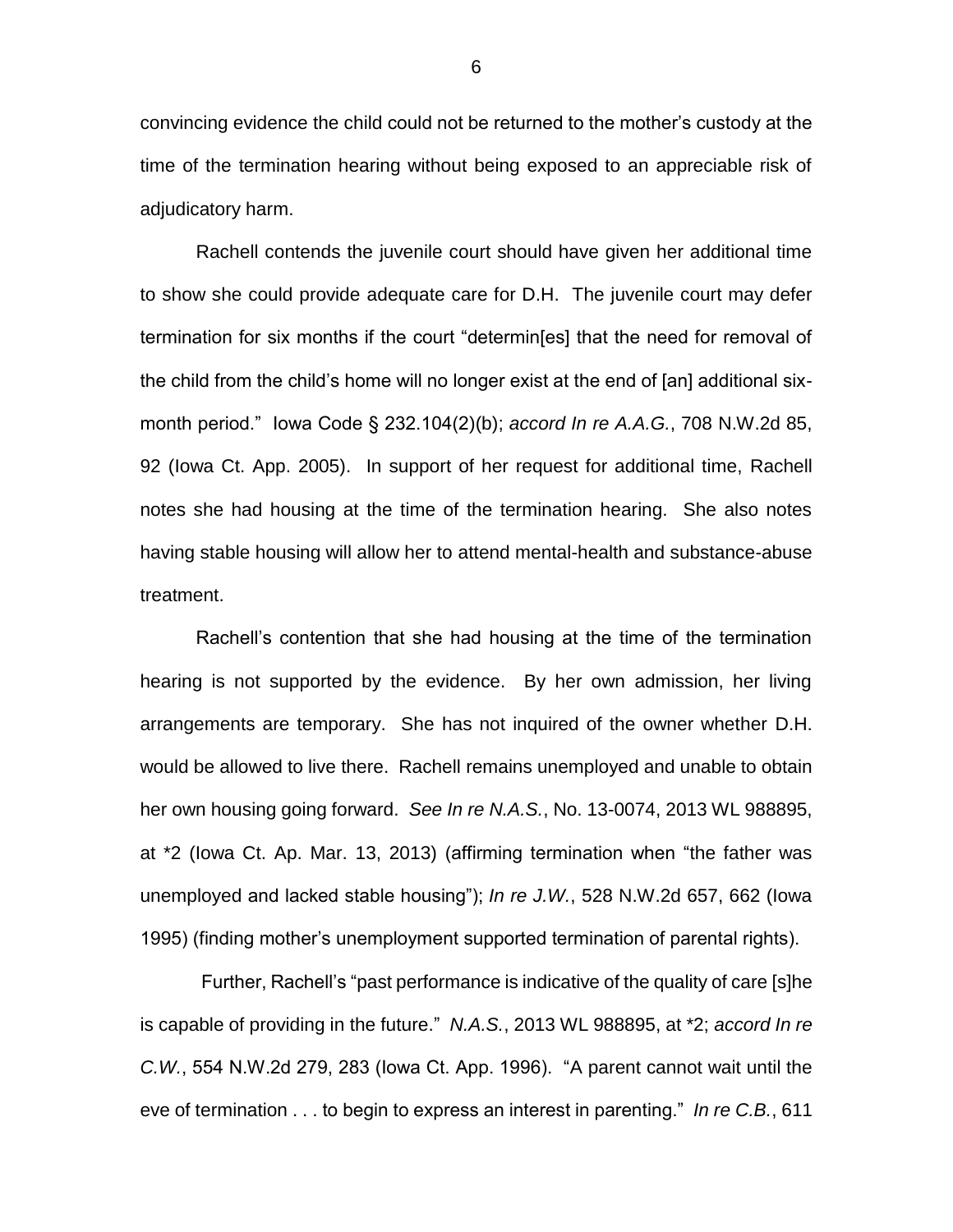convincing evidence the child could not be returned to the mother's custody at the time of the termination hearing without being exposed to an appreciable risk of adjudicatory harm.

Rachell contends the juvenile court should have given her additional time to show she could provide adequate care for D.H. The juvenile court may defer termination for six months if the court "determin[es] that the need for removal of the child from the child's home will no longer exist at the end of [an] additional six-month period." Iowa Code § 232.104(2)(b); *accord In re A.A.G.*, 708 N.W.2d 85, 92 (Iowa Ct. App. 2005). In support of her request for additional time, Rachell notes she had housing at the time of the termination hearing. She also notes having stable housing will allow her to attend mental-health and substance-abuse treatment.

Rachell's contention that she had housing at the time of the termination hearing is not supported by the evidence. By her own admission, her living arrangements are temporary. She has not inquired of the owner whether D.H. would be allowed to live there. Rachell remains unemployed and unable to obtain her own housing going forward. *See In re N.A.S.*, No. 13-0074, 2013 WL 988895, at *2 (Iowa Ct. Ap. Mar. 13, 2013) (affirming termination when "the father was unemployed and lacked stable housing"); *In re J.W.*, 528 N.W.2d 657, 662 (Iowa 1995) (finding mother's unemployment supported termination of parental rights).

Further, Rachell's "past performance is indicative of the quality of care [s]he is capable of providing in the future." *N.A.S.*, 2013 WL 988895, at *2; *accord In re C.W.*, 554 N.W.2d 279, 283 (Iowa Ct. App. 1996). "A parent cannot wait until the eve of termination . . . to begin to express an interest in parenting." *In re C.B.*, 611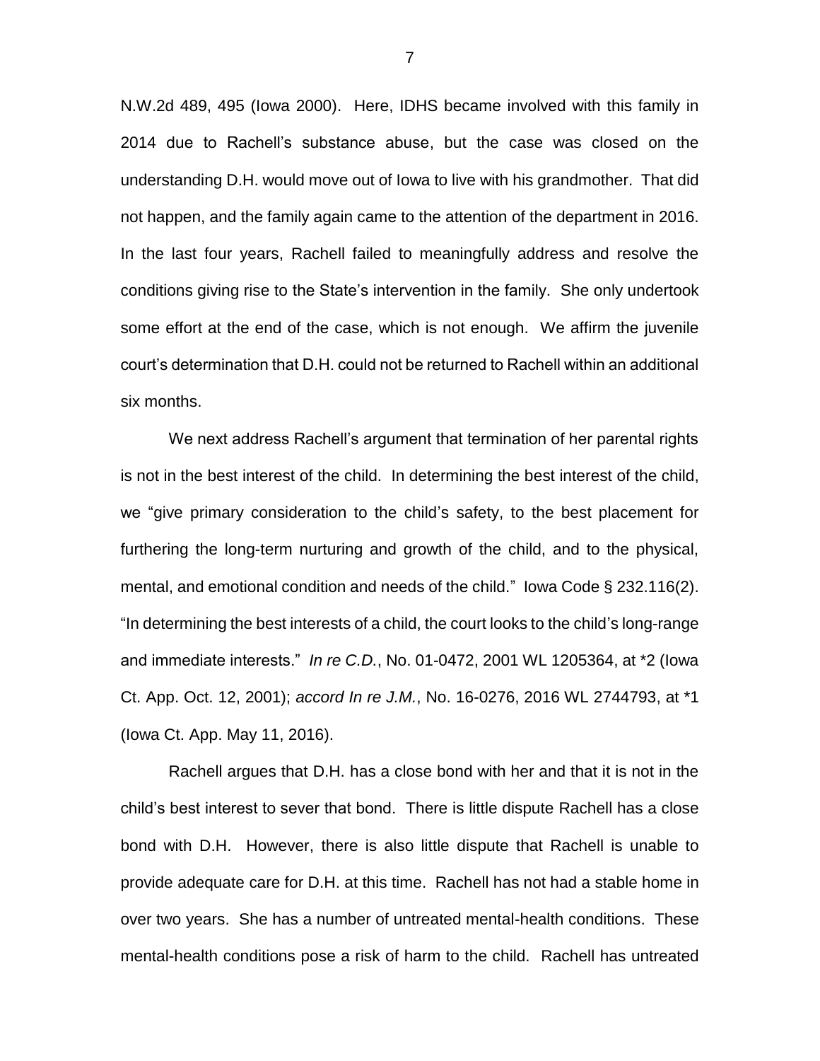N.W.2d 489, 495 (Iowa 2000). Here, IDHS became involved with this family in 2014 due to Rachell's substance abuse, but the case was closed on the understanding D.H. would move out of Iowa to live with his grandmother. That did not happen, and the family again came to the attention of the department in 2016. In the last four years, Rachell failed to meaningfully address and resolve the conditions giving rise to the State's intervention in the family. She only undertook some effort at the end of the case, which is not enough. We affirm the juvenile court's determination that D.H. could not be returned to Rachell within an additional six months.

We next address Rachell's argument that termination of her parental rights is not in the best interest of the child. In determining the best interest of the child, we "give primary consideration to the child's safety, to the best placement for furthering the long-term nurturing and growth of the child, and to the physical, mental, and emotional condition and needs of the child." Iowa Code § 232.116(2). "In determining the best interests of a child, the court looks to the child's long-range and immediate interests." *In re C.D.*, No. 01-0472, 2001 WL 1205364, at *2 (Iowa Ct. App. Oct. 12, 2001); *accord In re J.M.*, No. 16-0276, 2016 WL 2744793, at *1 (Iowa Ct. App. May 11, 2016).

Rachell argues that D.H. has a close bond with her and that it is not in the child's best interest to sever that bond. There is little dispute Rachell has a close bond with D.H. However, there is also little dispute that Rachell is unable to provide adequate care for D.H. at this time. Rachell has not had a stable home in over two years. She has a number of untreated mental-health conditions. These mental-health conditions pose a risk of harm to the child. Rachell has untreated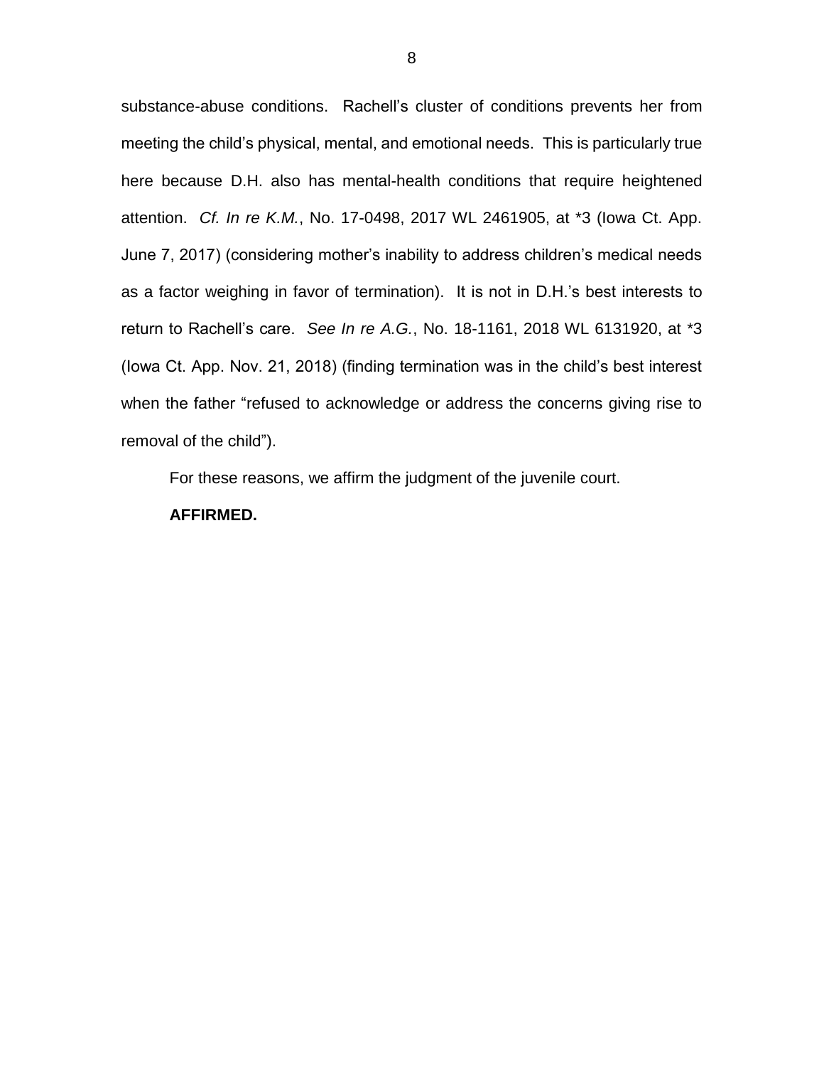substance-abuse conditions. Rachell's cluster of conditions prevents her from meeting the child's physical, mental, and emotional needs. This is particularly true here because D.H. also has mental-health conditions that require heightened attention. *Cf. In re K.M.*, No. 17-0498, 2017 WL 2461905, at *3 (Iowa Ct. App. June 7, 2017) (considering mother's inability to address children's medical needs as a factor weighing in favor of termination). It is not in D.H.'s best interests to return to Rachell's care. *See In re A.G.*, No. 18-1161, 2018 WL 6131920, at *3 (Iowa Ct. App. Nov. 21, 2018) (finding termination was in the child's best interest when the father "refused to acknowledge or address the concerns giving rise to removal of the child").

For these reasons, we affirm the judgment of the juvenile court.

**AFFIRMED.**